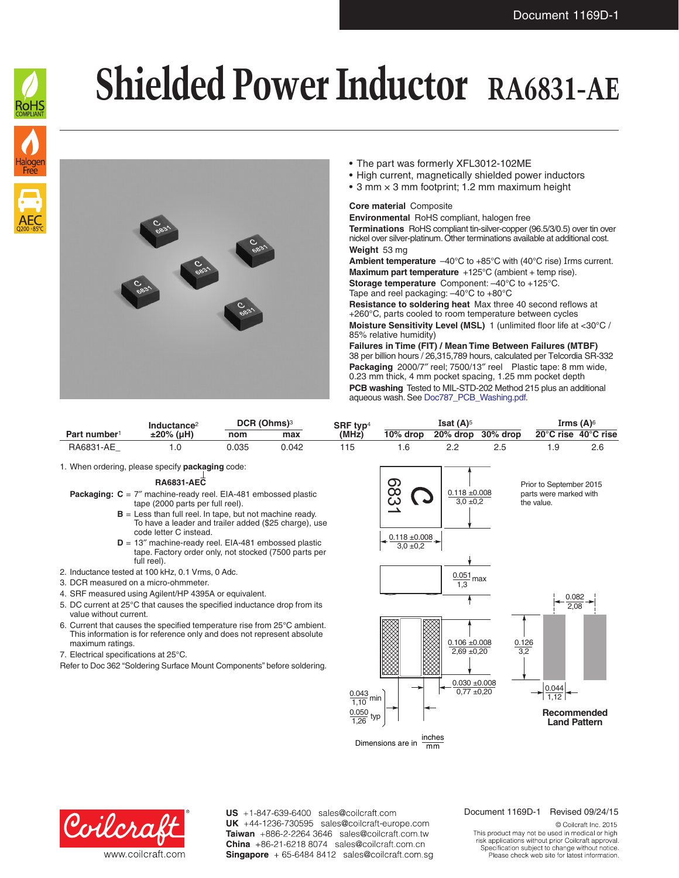# Shielded Power Inductor RA6831-AE

- The part was formerly XFL3012-102ME
- High current, magnetically shielded power inductors
- 3 mm × 3 mm footprint; 1.2 mm maximum height

**Core material** Composite

**Environmental** RoHS compliant, halogen free

**Terminations** RoHS compliant tin-silver-copper (96.5/3/0.5) over tin over nickel over silver-platinum. Other terminations available at additional cost.

**Weight** 53 mg

**Ambient temperature** –40°C to +85°C with (40°C rise) Irms current.

**Maximum part temperature** +125°C (ambient + temp rise).

**Storage temperature** Component: –40°C to +125°C. Tape and reel packaging: –40°C to +80°C

**Resistance to soldering heat** Max three 40 second reflows at +260°C, parts cooled to room temperature between cycles

**Moisture Sensitivity Level (MSL)** 1 (unlimited floor life at <30°C / 85% relative humidity)

**Failures in Time (FIT) / Mean Time Between Failures (MTBF)** 38 per billion hours / 26,315,789 hours, calculated per Telcordia SR-332

**Packaging** 2000/7″ reel; 7500/13″ reel Plastic tape: 8 mm wide, 0.23 mm thick, 4 mm pocket spacing, 1.25 mm pocket depth

**PCB washing** Tested to MIL-STD-202 Method 215 plus an additional aqueous wash. See Doc787_PCB_Washing.pdf.

| Part number[1] | Inductance[2] ±20% (µH) | DCR (Ohms)[3] nom | DCR (Ohms)[3] max | SRF typ[4] (MHz) | Isat (A)[5] 10% drop | Isat (A)[5] 20% drop | Isat (A)[5] 30% drop | Irms (A)[6] 20°C rise | Irms (A)[6] 40°C rise |
|---|---|---|---|---|---|---|---|---|---|
| RA6831-AE_ | 1.0 | 0.035 | 0.042 | 115 | 1.6 | 2.2 | 2.5 | 1.9 | 2.6 |

1. When ordering, please specify **packaging** code:

   **RA6831-AEC**

   **Packaging: C** = 7″ machine-ready reel. EIA-481 embossed plastic tape (2000 parts per full reel).

   **B** = Less than full reel. In tape, but not machine ready. To have a leader and trailer added ($25 charge), use code letter C instead.

   **D** = 13″ machine-ready reel. EIA-481 embossed plastic tape. Factory order only, not stocked (7500 parts per full reel).
2. Inductance tested at 100 kHz, 0.1 Vrms, 0 Adc.
3. DCR measured on a micro-ohmmeter.
4. SRF measured using Agilent/HP 4395A or equivalent.
5. DC current at 25°C that causes the specified inductance drop from its value without current.
6. Current that causes the specified temperature rise from 25°C ambient. This information is for reference only and does not represent absolute maximum ratings.
7. Electrical specifications at 25°C.

Refer to Doc 362 "Soldering Surface Mount Components" before soldering.

Prior to September 2015 parts were marked with the value.

Dimensions: 0.118 ±0.008 / 3,0 ±0,2; 0.118 ±0.008 / 3,0 ±0,2; 0.051 / 1,3 max; 0.106 ±0.008 / 2,69 ±0,20; 0.030 ±0.008 / 0,77 ±0,20; 0.043 / 1,10 min; 0.050 / 1,26 typ

**Recommended Land Pattern**: 0.082 / 2,08; 0.126 / 3,2; 0.044 / 1,12

Dimensions are in inches / mm

US +1-847-639-6400 sales@coilcraft.com
UK +44-1236-730595 sales@coilcraft-europe.com
Taiwan +886-2-2264 3646 sales@coilcraft.com.tw
China +86-21-6218 8074 sales@coilcraft.com.cn
Singapore + 65-6484 8412 sales@coilcraft.com.sg

Document 1169D-1 Revised 09/24/15

© Coilcraft Inc. 2015
This product may not be used in medical or high risk applications without prior Coilcraft approval. Specification subject to change without notice. Please check web site for latest information.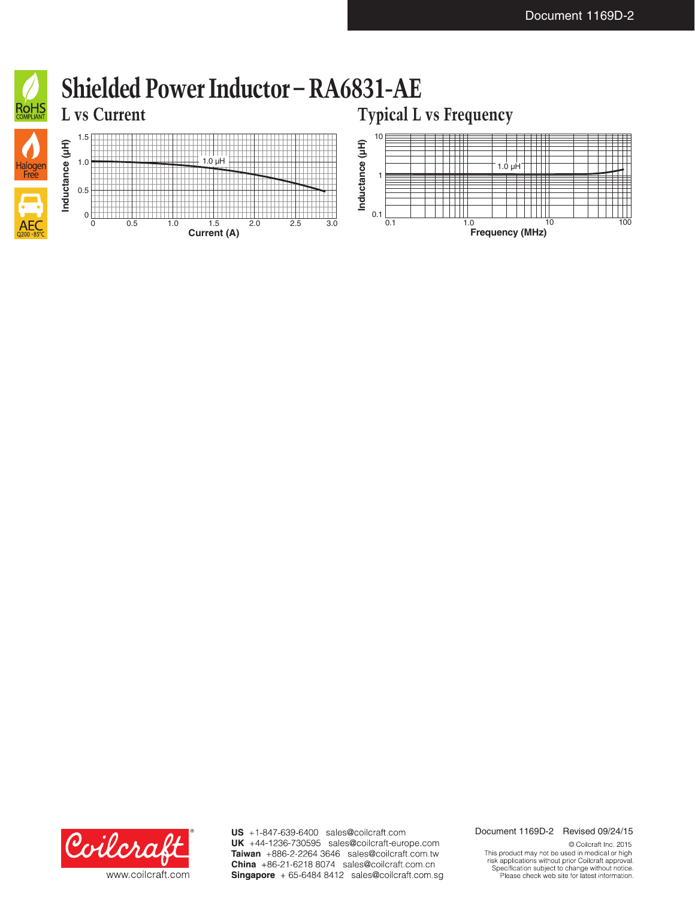# Shielded Power Inductor – RA6831-AE

## L vs Current

Inductance (µH)

1.5
1.0
0.5
0

1.0 µH

0 0.5 1.0 1.5 2.0 2.5 3.0

Current (A)

## Typical L vs Frequency

Inductance (µH)

10
1
0.1

1.0 µH

0.1 1.0 10 100

Frequency (MHz)

**US** +1-847-639-6400 sales@coilcraft.com
**UK** +44-1236-730595 sales@coilcraft-europe.com
**Taiwan** +886-2-2264 3646 sales@coilcraft.com.tw
**China** +86-21-6218 8074 sales@coilcraft.com.cn
**Singapore** + 65-6484 8412 sales@coilcraft.com.sg

www.coilcraft.com

Document 1169D-2 Revised 09/24/15

© Coilcraft Inc. 2015
This product may not be used in medical or high risk applications without prior Coilcraft approval.
Specification subject to change without notice.
Please check web site for latest information.